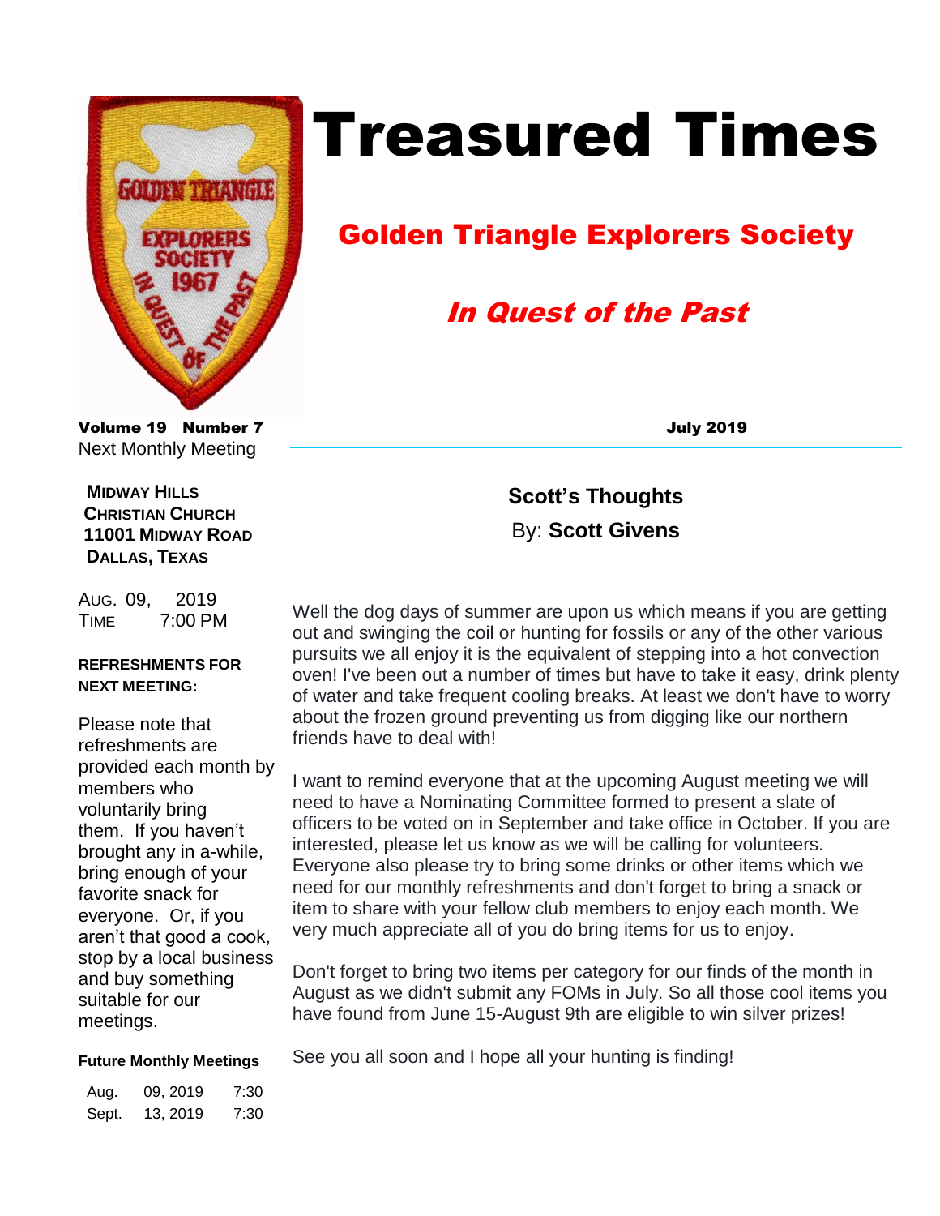# Treasured Times

## Golden Triangle Explorers Society

### *In Quest of the Past*

**Volume 19 Number 7** **July 2019**

Next Monthly Meeting

**MIDWAY HILLS CHRISTIAN CHURCH**
**11001 MIDWAY ROAD**
**DALLAS, TEXAS**

AUG. 09, 2019
TIME 7:00 PM

**REFRESHMENTS FOR NEXT MEETING:**

Please note that refreshments are provided each month by members who voluntarily bring them. If you haven't brought any in a-while, bring enough of your favorite snack for everyone. Or, if you aren't that good a cook, stop by a local business and buy something suitable for our meetings.

**Future Monthly Meetings**

| | | |
|---|---|---|
| Aug. | 09, 2019 | 7:30 |
| Sept. | 13, 2019 | 7:30 |

## Scott's Thoughts

By: **Scott Givens**

Well the dog days of summer are upon us which means if you are getting out and swinging the coil or hunting for fossils or any of the other various pursuits we all enjoy it is the equivalent of stepping into a hot convection oven! I've been out a number of times but have to take it easy, drink plenty of water and take frequent cooling breaks. At least we don't have to worry about the frozen ground preventing us from digging like our northern friends have to deal with!

I want to remind everyone that at the upcoming August meeting we will need to have a Nominating Committee formed to present a slate of officers to be voted on in September and take office in October. If you are interested, please let us know as we will be calling for volunteers. Everyone also please try to bring some drinks or other items which we need for our monthly refreshments and don't forget to bring a snack or item to share with your fellow club members to enjoy each month. We very much appreciate all of you do bring items for us to enjoy.

Don't forget to bring two items per category for our finds of the month in August as we didn't submit any FOMs in July. So all those cool items you have found from June 15-August 9th are eligible to win silver prizes!

See you all soon and I hope all your hunting is finding!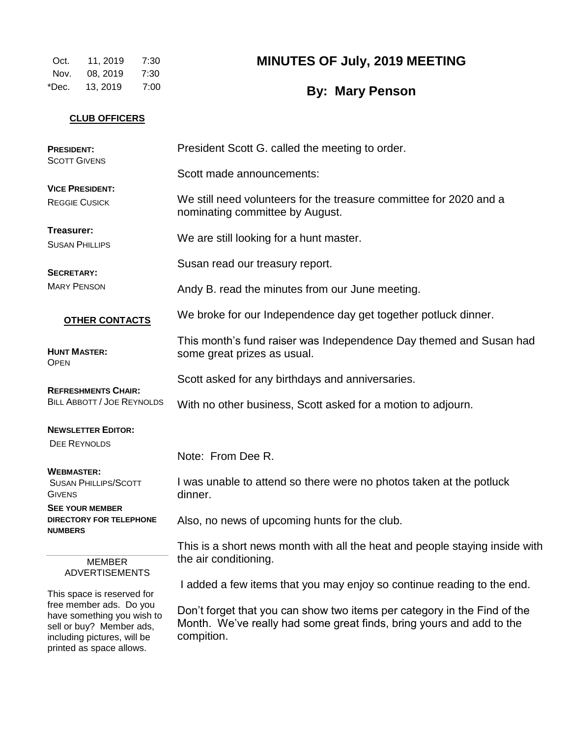| Oct. | 11, 2019 | 7:30 |
|---|---|---|
| Nov. | 08, 2019 | 7:30 |
| *Dec. | 13, 2019 | 7:00 |

**CLUB OFFICERS**

**PRESIDENT:**
SCOTT GIVENS

**VICE PRESIDENT:**
REGGIE CUSICK

**Treasurer:**
SUSAN PHILLIPS

**SECRETARY:**
MARY PENSON

**OTHER CONTACTS**

**HUNT MASTER:**
OPEN

**REFRESHMENTS CHAIR:**
BILL ABBOTT / JOE REYNOLDS

**NEWSLETTER EDITOR:**
DEE REYNOLDS

**WEBMASTER:**
SUSAN PHILLIPS/SCOTT GIVENS

**SEE YOUR MEMBER DIRECTORY FOR TELEPHONE NUMBERS**

MEMBER ADVERTISEMENTS

This space is reserved for free member ads. Do you have something you wish to sell or buy? Member ads, including pictures, will be printed as space allows.

# MINUTES OF July, 2019 MEETING

## By: Mary Penson

President Scott G. called the meeting to order.

Scott made announcements:

We still need volunteers for the treasure committee for 2020 and a nominating committee by August.

We are still looking for a hunt master.

Susan read our treasury report.

Andy B. read the minutes from our June meeting.

We broke for our Independence day get together potluck dinner.

This month's fund raiser was Independence Day themed and Susan had some great prizes as usual.

Scott asked for any birthdays and anniversaries.

With no other business, Scott asked for a motion to adjourn.

Note: From Dee R.

I was unable to attend so there were no photos taken at the potluck dinner.

Also, no news of upcoming hunts for the club.

This is a short news month with all the heat and people staying inside with the air conditioning.

I added a few items that you may enjoy so continue reading to the end.

Don't forget that you can show two items per category in the Find of the Month. We've really had some great finds, bring yours and add to the compition.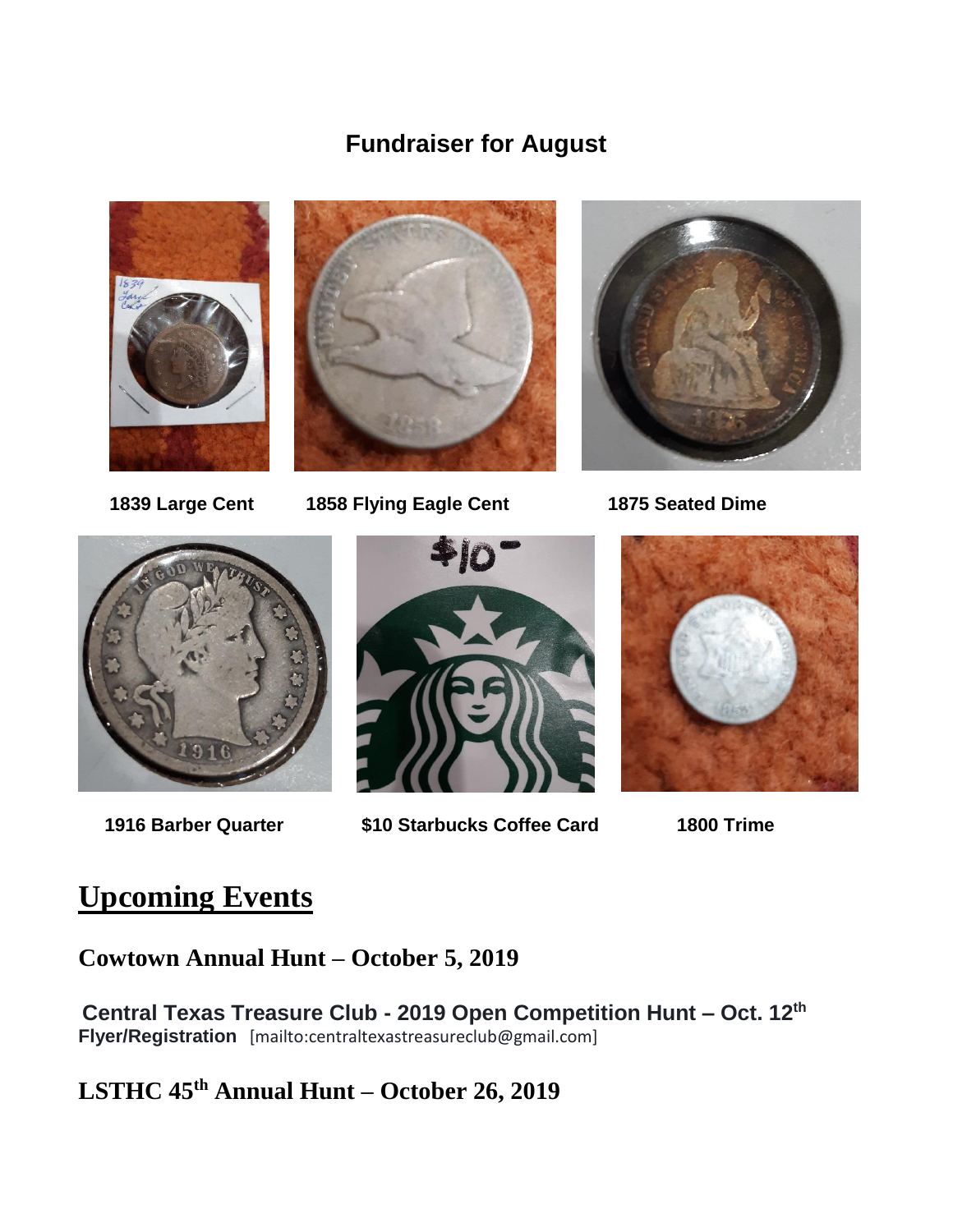## Fundraiser for August

**1839 Large Cent** **1858 Flying Eagle Cent** **1875 Seated Dime**

**1916 Barber Quarter** **$10 Starbucks Coffee Card** **1800 Trime**

# Upcoming Events

### Cowtown Annual Hunt – October 5, 2019

**Central Texas Treasure Club - 2019 Open Competition Hunt – Oct. 12th**
**Flyer/Registration** [mailto:centraltexastreasureclub@gmail.com]

### LSTHC 45th Annual Hunt – October 26, 2019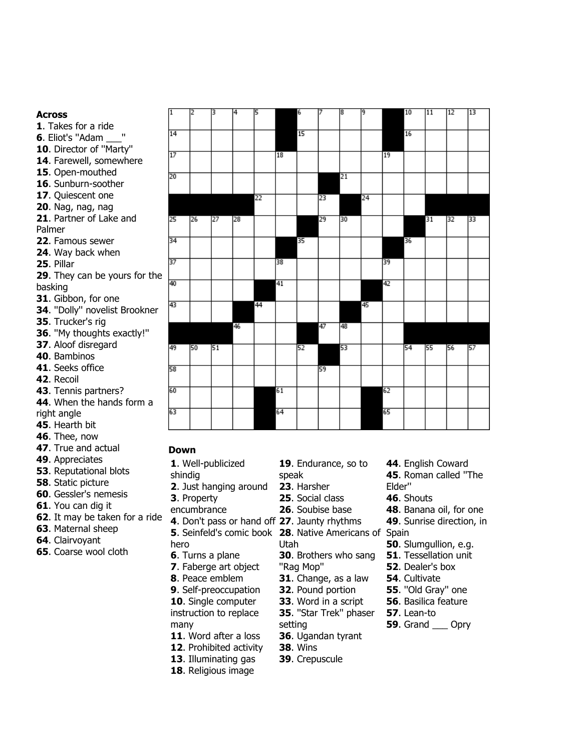## Across

**1**. Takes for a ride
**6**. Eliot's "Adam ___"
**10**. Director of "Marty"
**14**. Farewell, somewhere
**15**. Open-mouthed
**16**. Sunburn-soother
**17**. Quiescent one
**20**. Nag, nag, nag
**21**. Partner of Lake and Palmer
**22**. Famous sewer
**24**. Way back when
**25**. Pillar
**29**. They can be yours for the basking
**31**. Gibbon, for one
**34**. "Dolly" novelist Brookner
**35**. Trucker's rig
**36**. "My thoughts exactly!"
**37**. Aloof disregard
**40**. Bambinos
**41**. Seeks office
**42**. Recoil
**43**. Tennis partners?
**44**. When the hands form a right angle
**45**. Hearth bit
**46**. Thee, now
**47**. True and actual
**49**. Appreciates
**53**. Reputational blots
**58**. Static picture
**60**. Gessler's nemesis
**61**. You can dig it
**62**. It may be taken for a ride
**63**. Maternal sheep
**64**. Clairvoyant
**65**. Coarse wool cloth

## Down

**1**. Well-publicized shindig
**2**. Just hanging around
**3**. Property encumbrance
**4**. Don't pass or hand off
**5**. Seinfeld's comic book hero
**6**. Turns a plane
**7**. Faberge art object
**8**. Peace emblem
**9**. Self-preoccupation
**10**. Single computer instruction to replace many
**11**. Word after a loss
**12**. Prohibited activity
**13**. Illuminating gas
**18**. Religious image
**19**. Endurance, so to speak
**23**. Harsher
**25**. Social class
**26**. Soubise base
**27**. Jaunty rhythms
**28**. Native Americans of Utah
**30**. Brothers who sang "Rag Mop"
**31**. Change, as a law
**32**. Pound portion
**33**. Word in a script
**35**. "Star Trek" phaser setting
**36**. Ugandan tyrant
**38**. Wins
**39**. Crepuscule
**44**. English Coward
**45**. Roman called "The Elder"
**46**. Shouts
**48**. Banana oil, for one
**49**. Sunrise direction, in Spain
**50**. Slumgullion, e.g.
**51**. Tessellation unit
**52**. Dealer's box
**54**. Cultivate
**55**. "Old Gray" one
**56**. Basilica feature
**57**. Lean-to
**59**. Grand ___ Opry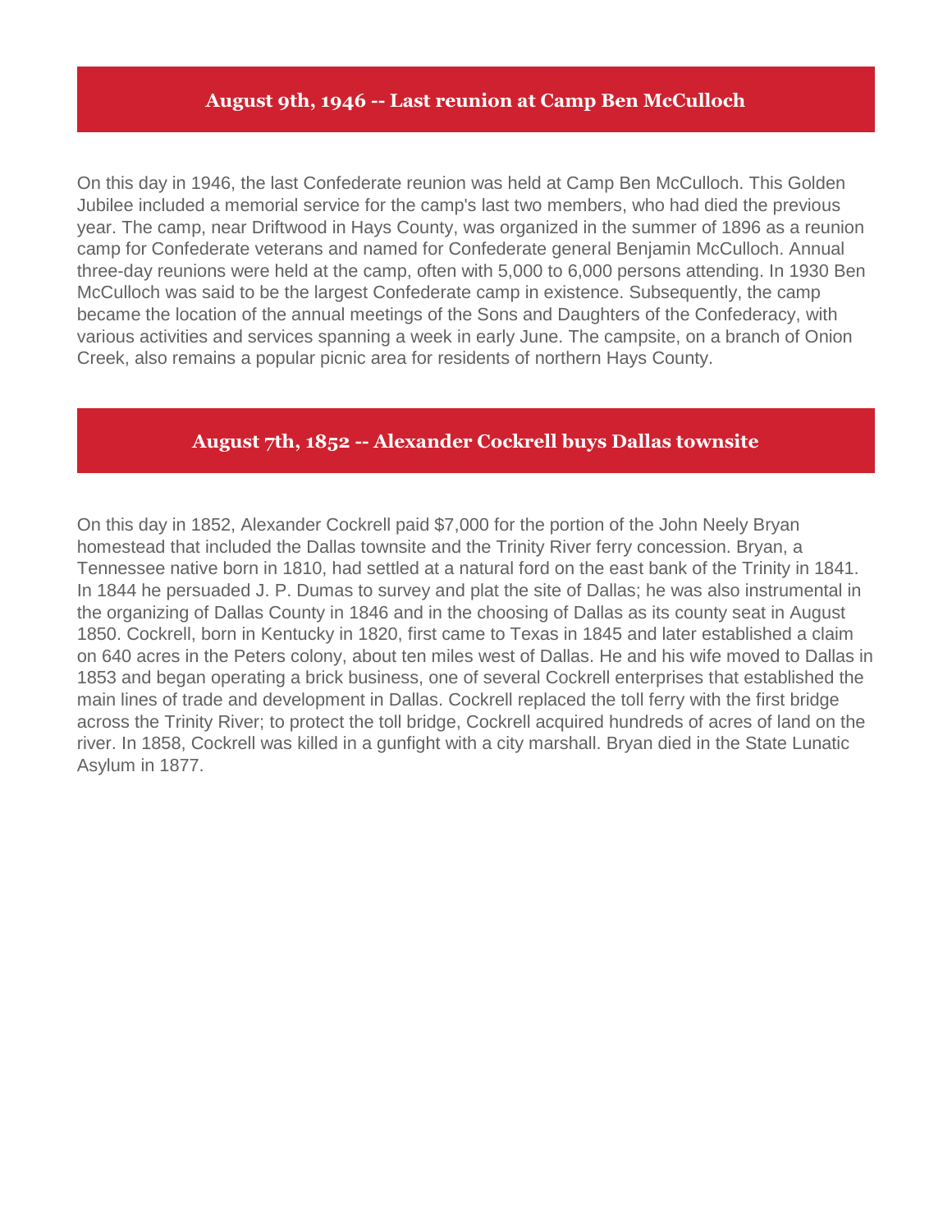## August 9th, 1946 -- Last reunion at Camp Ben McCulloch

On this day in 1946, the last Confederate reunion was held at Camp Ben McCulloch. This Golden Jubilee included a memorial service for the camp's last two members, who had died the previous year. The camp, near Driftwood in Hays County, was organized in the summer of 1896 as a reunion camp for Confederate veterans and named for Confederate general Benjamin McCulloch. Annual three-day reunions were held at the camp, often with 5,000 to 6,000 persons attending. In 1930 Ben McCulloch was said to be the largest Confederate camp in existence. Subsequently, the camp became the location of the annual meetings of the Sons and Daughters of the Confederacy, with various activities and services spanning a week in early June. The campsite, on a branch of Onion Creek, also remains a popular picnic area for residents of northern Hays County.

## August 7th, 1852 -- Alexander Cockrell buys Dallas townsite

On this day in 1852, Alexander Cockrell paid $7,000 for the portion of the John Neely Bryan homestead that included the Dallas townsite and the Trinity River ferry concession. Bryan, a Tennessee native born in 1810, had settled at a natural ford on the east bank of the Trinity in 1841. In 1844 he persuaded J. P. Dumas to survey and plat the site of Dallas; he was also instrumental in the organizing of Dallas County in 1846 and in the choosing of Dallas as its county seat in August 1850. Cockrell, born in Kentucky in 1820, first came to Texas in 1845 and later established a claim on 640 acres in the Peters colony, about ten miles west of Dallas. He and his wife moved to Dallas in 1853 and began operating a brick business, one of several Cockrell enterprises that established the main lines of trade and development in Dallas. Cockrell replaced the toll ferry with the first bridge across the Trinity River; to protect the toll bridge, Cockrell acquired hundreds of acres of land on the river. In 1858, Cockrell was killed in a gunfight with a city marshall. Bryan died in the State Lunatic Asylum in 1877.